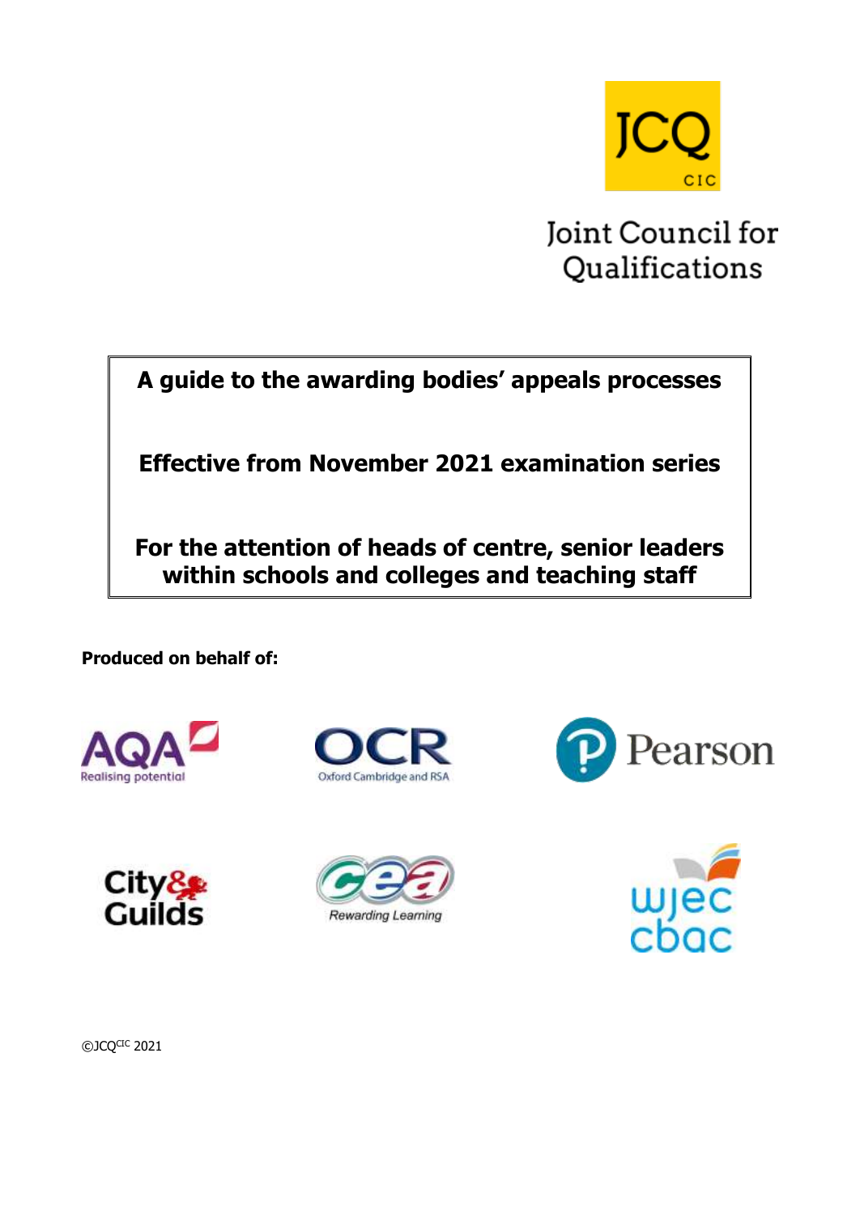JCQ CIC

Joint Council for Qualifications

# A guide to the awarding bodies' appeals processes

## Effective from November 2021 examination series

## For the attention of heads of centre, senior leaders within schools and colleges and teaching staff

**Produced on behalf of:**

AQA Realising potential

OCR Oxford Cambridge and RSA

Pearson

City & Guilds

CCEA Rewarding Learning

WJEC CBAC

©JCQ[CIC] 2021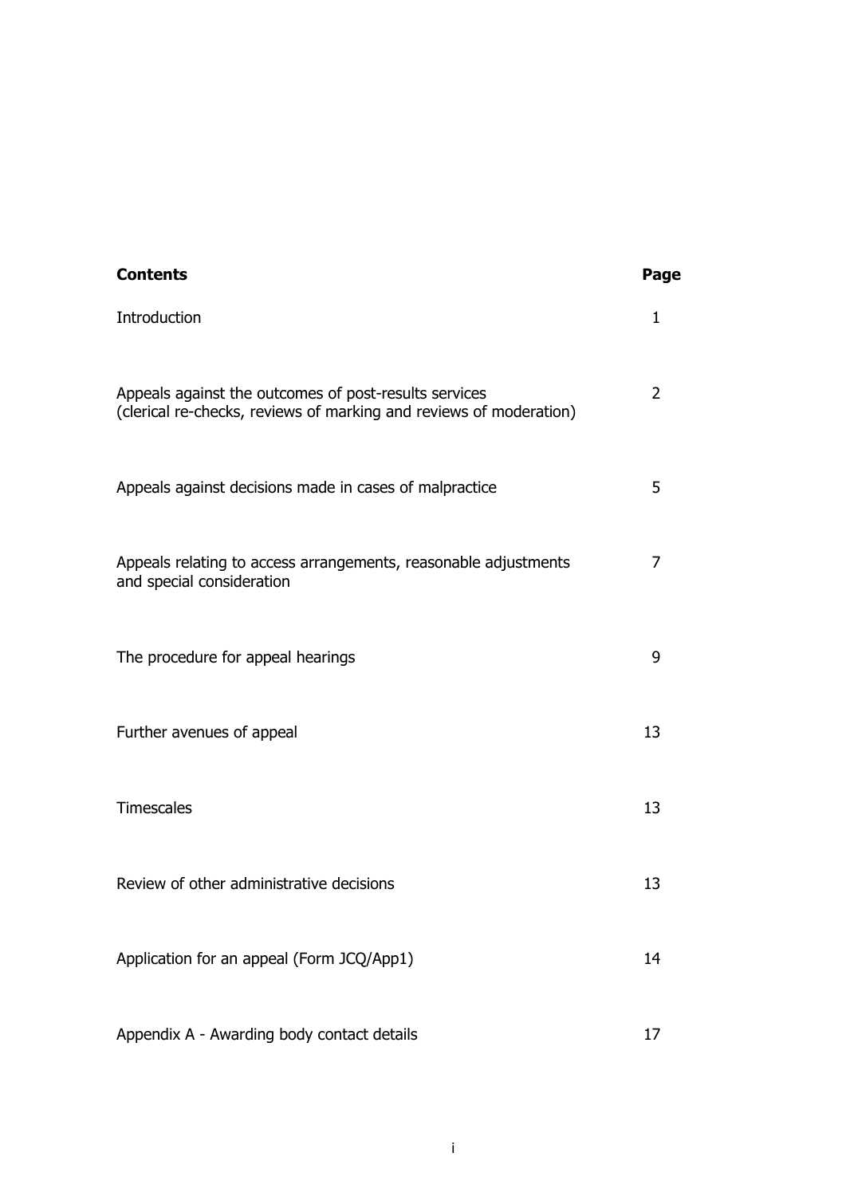| **Contents** | **Page** |
|---|---|
| Introduction | 1 |
| Appeals against the outcomes of post-results services (clerical re-checks, reviews of marking and reviews of moderation) | 2 |
| Appeals against decisions made in cases of malpractice | 5 |
| Appeals relating to access arrangements, reasonable adjustments and special consideration | 7 |
| The procedure for appeal hearings | 9 |
| Further avenues of appeal | 13 |
| Timescales | 13 |
| Review of other administrative decisions | 13 |
| Application for an appeal (Form JCQ/App1) | 14 |
| Appendix A - Awarding body contact details | 17 |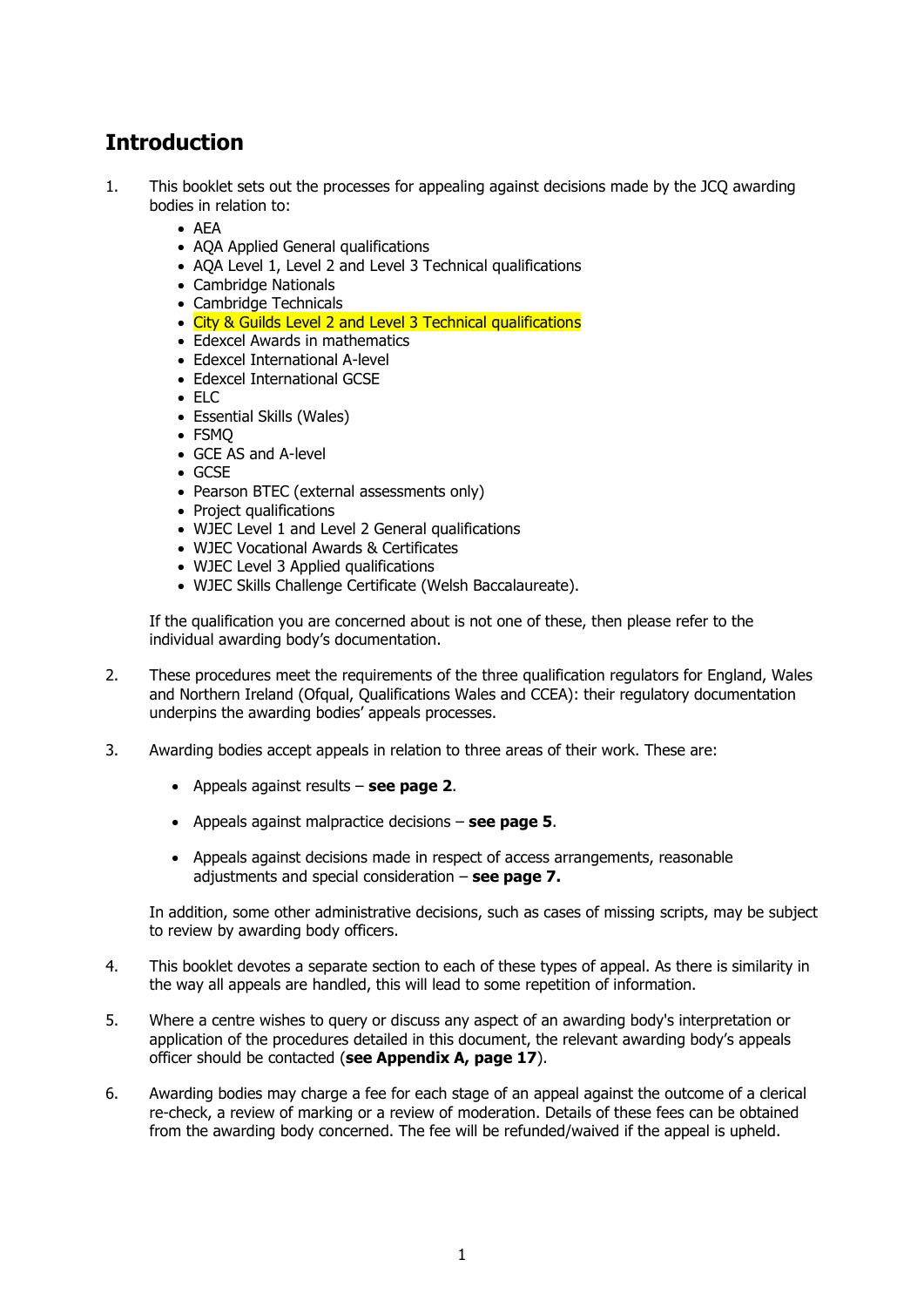## Introduction

1. This booklet sets out the processes for appealing against decisions made by the JCQ awarding bodies in relation to:
   - AEA
   - AQA Applied General qualifications
   - AQA Level 1, Level 2 and Level 3 Technical qualifications
   - Cambridge Nationals
   - Cambridge Technicals
   - City & Guilds Level 2 and Level 3 Technical qualifications
   - Edexcel Awards in mathematics
   - Edexcel International A-level
   - Edexcel International GCSE
   - ELC
   - Essential Skills (Wales)
   - FSMQ
   - GCE AS and A-level
   - GCSE
   - Pearson BTEC (external assessments only)
   - Project qualifications
   - WJEC Level 1 and Level 2 General qualifications
   - WJEC Vocational Awards & Certificates
   - WJEC Level 3 Applied qualifications
   - WJEC Skills Challenge Certificate (Welsh Baccalaureate).

   If the qualification you are concerned about is not one of these, then please refer to the individual awarding body's documentation.

2. These procedures meet the requirements of the three qualification regulators for England, Wales and Northern Ireland (Ofqual, Qualifications Wales and CCEA): their regulatory documentation underpins the awarding bodies' appeals processes.

3. Awarding bodies accept appeals in relation to three areas of their work. These are:

   - Appeals against results – **see page 2**.
   - Appeals against malpractice decisions – **see page 5**.
   - Appeals against decisions made in respect of access arrangements, reasonable adjustments and special consideration – **see page 7.**

   In addition, some other administrative decisions, such as cases of missing scripts, may be subject to review by awarding body officers.

4. This booklet devotes a separate section to each of these types of appeal. As there is similarity in the way all appeals are handled, this will lead to some repetition of information.

5. Where a centre wishes to query or discuss any aspect of an awarding body's interpretation or application of the procedures detailed in this document, the relevant awarding body's appeals officer should be contacted (**see Appendix A, page 17**).

6. Awarding bodies may charge a fee for each stage of an appeal against the outcome of a clerical re-check, a review of marking or a review of moderation. Details of these fees can be obtained from the awarding body concerned. The fee will be refunded/waived if the appeal is upheld.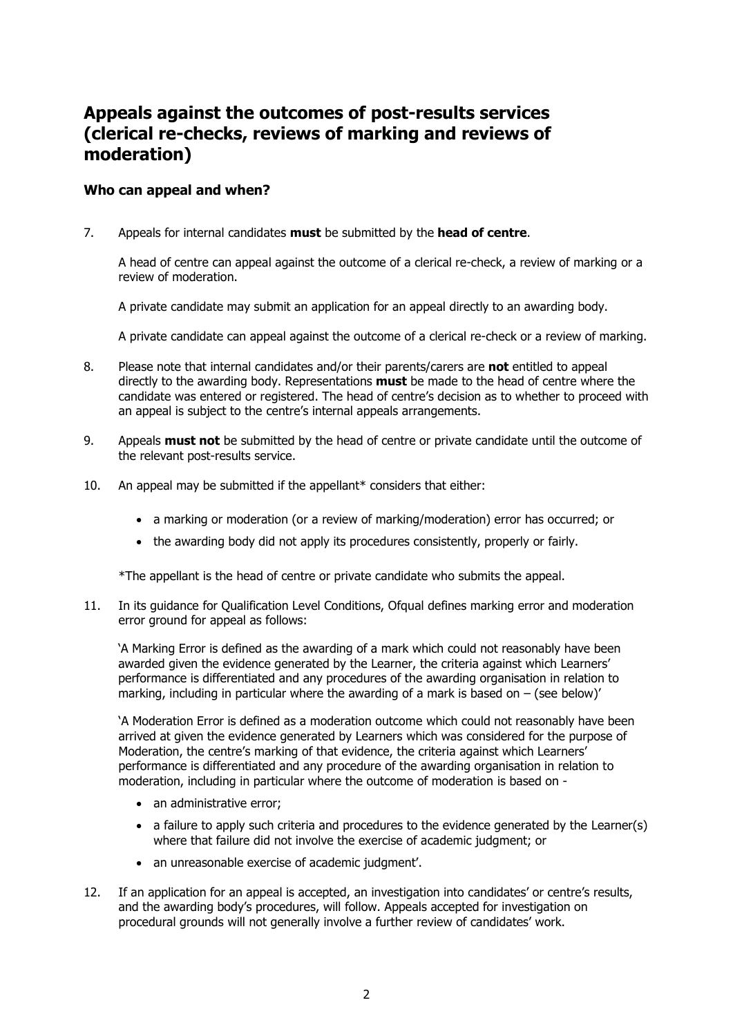## Appeals against the outcomes of post-results services (clerical re-checks, reviews of marking and reviews of moderation)

### Who can appeal and when?

7. Appeals for internal candidates **must** be submitted by the **head of centre**.

   A head of centre can appeal against the outcome of a clerical re-check, a review of marking or a review of moderation.

   A private candidate may submit an application for an appeal directly to an awarding body.

   A private candidate can appeal against the outcome of a clerical re-check or a review of marking.

8. Please note that internal candidates and/or their parents/carers are **not** entitled to appeal directly to the awarding body. Representations **must** be made to the head of centre where the candidate was entered or registered. The head of centre's decision as to whether to proceed with an appeal is subject to the centre's internal appeals arrangements.

9. Appeals **must not** be submitted by the head of centre or private candidate until the outcome of the relevant post-results service.

10. An appeal may be submitted if the appellant* considers that either:

    - a marking or moderation (or a review of marking/moderation) error has occurred; or
    - the awarding body did not apply its procedures consistently, properly or fairly.

    *The appellant is the head of centre or private candidate who submits the appeal.

11. In its guidance for Qualification Level Conditions, Ofqual defines marking error and moderation error ground for appeal as follows:

    'A Marking Error is defined as the awarding of a mark which could not reasonably have been awarded given the evidence generated by the Learner, the criteria against which Learners' performance is differentiated and any procedures of the awarding organisation in relation to marking, including in particular where the awarding of a mark is based on – (see below)'

    'A Moderation Error is defined as a moderation outcome which could not reasonably have been arrived at given the evidence generated by Learners which was considered for the purpose of Moderation, the centre's marking of that evidence, the criteria against which Learners' performance is differentiated and any procedure of the awarding organisation in relation to moderation, including in particular where the outcome of moderation is based on -

    - an administrative error;
    - a failure to apply such criteria and procedures to the evidence generated by the Learner(s) where that failure did not involve the exercise of academic judgment; or
    - an unreasonable exercise of academic judgment'.

12. If an application for an appeal is accepted, an investigation into candidates' or centre's results, and the awarding body's procedures, will follow. Appeals accepted for investigation on procedural grounds will not generally involve a further review of candidates' work.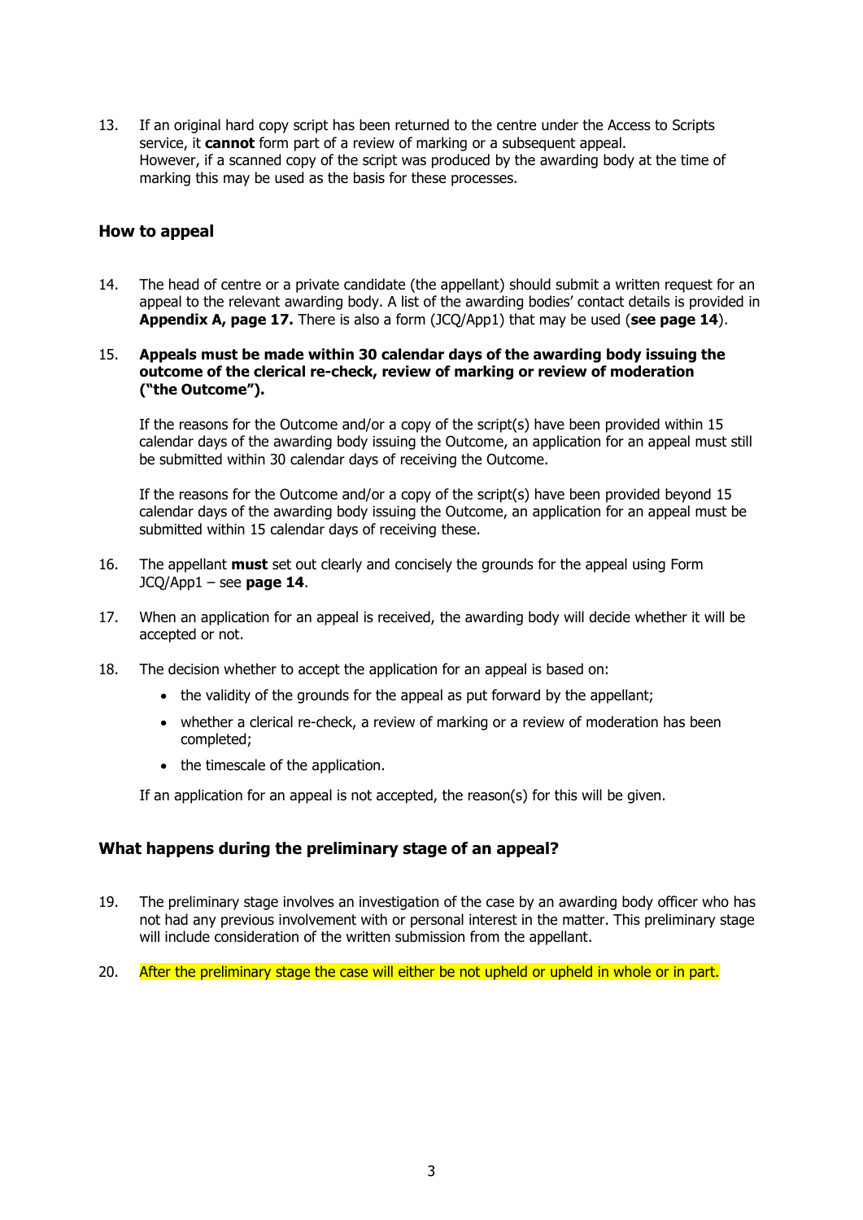13. If an original hard copy script has been returned to the centre under the Access to Scripts service, it **cannot** form part of a review of marking or a subsequent appeal.
    However, if a scanned copy of the script was produced by the awarding body at the time of marking this may be used as the basis for these processes.

## How to appeal

14. The head of centre or a private candidate (the appellant) should submit a written request for an appeal to the relevant awarding body. A list of the awarding bodies' contact details is provided in **Appendix A, page 17.** There is also a form (JCQ/App1) that may be used (**see page 14**).

15. **Appeals must be made within 30 calendar days of the awarding body issuing the outcome of the clerical re-check, review of marking or review of moderation ("the Outcome").**

    If the reasons for the Outcome and/or a copy of the script(s) have been provided within 15 calendar days of the awarding body issuing the Outcome, an application for an appeal must still be submitted within 30 calendar days of receiving the Outcome.

    If the reasons for the Outcome and/or a copy of the script(s) have been provided beyond 15 calendar days of the awarding body issuing the Outcome, an application for an appeal must be submitted within 15 calendar days of receiving these.

16. The appellant **must** set out clearly and concisely the grounds for the appeal using Form JCQ/App1 – see **page 14**.

17. When an application for an appeal is received, the awarding body will decide whether it will be accepted or not.

18. The decision whether to accept the application for an appeal is based on:
    - the validity of the grounds for the appeal as put forward by the appellant;
    - whether a clerical re-check, a review of marking or a review of moderation has been completed;
    - the timescale of the application.

    If an application for an appeal is not accepted, the reason(s) for this will be given.

## What happens during the preliminary stage of an appeal?

19. The preliminary stage involves an investigation of the case by an awarding body officer who has not had any previous involvement with or personal interest in the matter. This preliminary stage will include consideration of the written submission from the appellant.

20. After the preliminary stage the case will either be not upheld or upheld in whole or in part.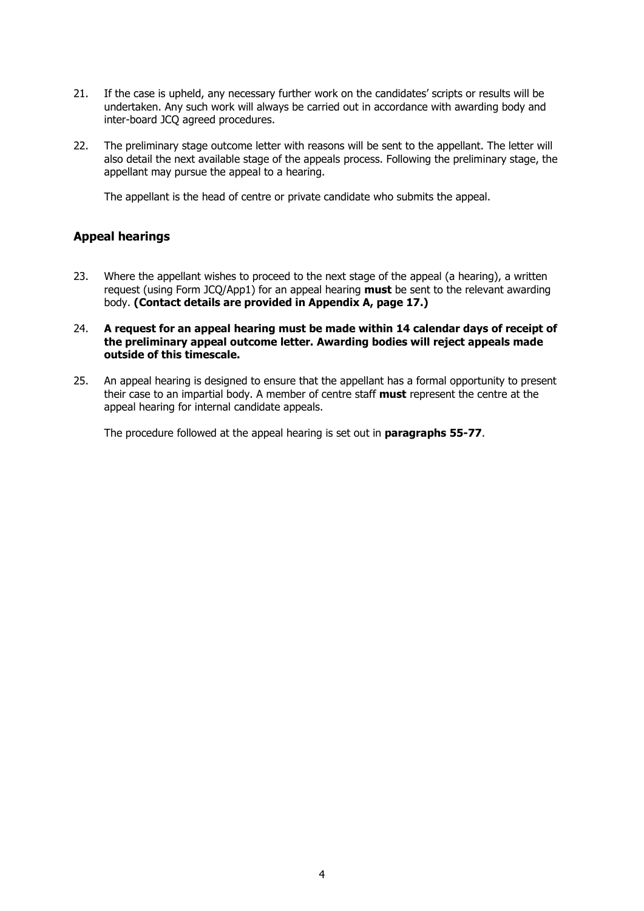21. If the case is upheld, any necessary further work on the candidates' scripts or results will be undertaken. Any such work will always be carried out in accordance with awarding body and inter-board JCQ agreed procedures.

22. The preliminary stage outcome letter with reasons will be sent to the appellant. The letter will also detail the next available stage of the appeals process. Following the preliminary stage, the appellant may pursue the appeal to a hearing.

    The appellant is the head of centre or private candidate who submits the appeal.

## Appeal hearings

23. Where the appellant wishes to proceed to the next stage of the appeal (a hearing), a written request (using Form JCQ/App1) for an appeal hearing **must** be sent to the relevant awarding body. **(Contact details are provided in Appendix A, page 17.)**

24. **A request for an appeal hearing must be made within 14 calendar days of receipt of the preliminary appeal outcome letter. Awarding bodies will reject appeals made outside of this timescale.**

25. An appeal hearing is designed to ensure that the appellant has a formal opportunity to present their case to an impartial body. A member of centre staff **must** represent the centre at the appeal hearing for internal candidate appeals.

    The procedure followed at the appeal hearing is set out in **paragraphs 55-77**.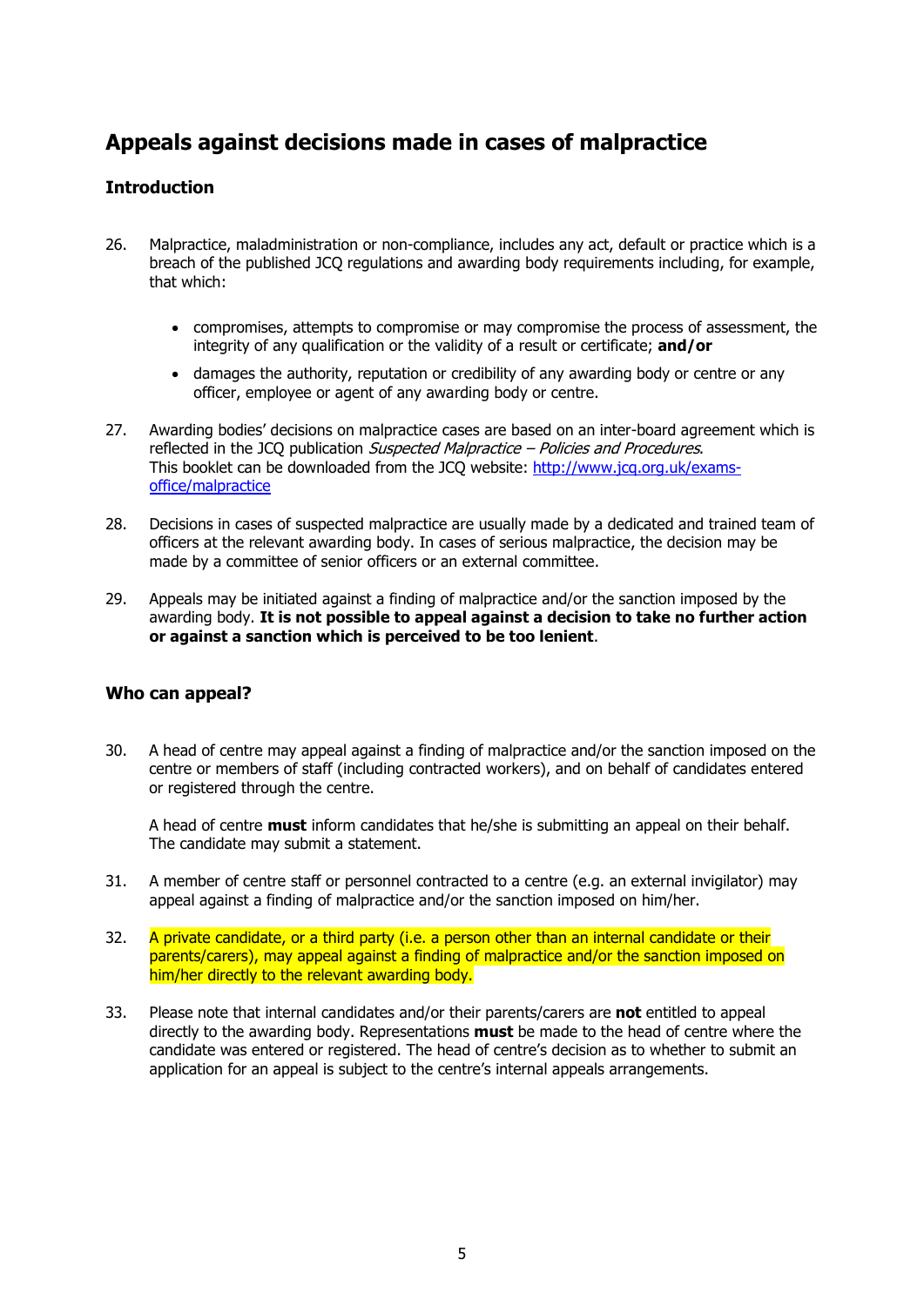## Appeals against decisions made in cases of malpractice

### Introduction

26. Malpractice, maladministration or non-compliance, includes any act, default or practice which is a breach of the published JCQ regulations and awarding body requirements including, for example, that which:

    - compromises, attempts to compromise or may compromise the process of assessment, the integrity of any qualification or the validity of a result or certificate; **and/or**
    - damages the authority, reputation or credibility of any awarding body or centre or any officer, employee or agent of any awarding body or centre.

27. Awarding bodies' decisions on malpractice cases are based on an inter-board agreement which is reflected in the JCQ publication *Suspected Malpractice – Policies and Procedures*. This booklet can be downloaded from the JCQ website: [http://www.jcq.org.uk/exams-office/malpractice](http://www.jcq.org.uk/exams-office/malpractice)

28. Decisions in cases of suspected malpractice are usually made by a dedicated and trained team of officers at the relevant awarding body. In cases of serious malpractice, the decision may be made by a committee of senior officers or an external committee.

29. Appeals may be initiated against a finding of malpractice and/or the sanction imposed by the awarding body. **It is not possible to appeal against a decision to take no further action or against a sanction which is perceived to be too lenient**.

### Who can appeal?

30. A head of centre may appeal against a finding of malpractice and/or the sanction imposed on the centre or members of staff (including contracted workers), and on behalf of candidates entered or registered through the centre.

    A head of centre **must** inform candidates that he/she is submitting an appeal on their behalf. The candidate may submit a statement.

31. A member of centre staff or personnel contracted to a centre (e.g. an external invigilator) may appeal against a finding of malpractice and/or the sanction imposed on him/her.

32. A private candidate, or a third party (i.e. a person other than an internal candidate or their parents/carers), may appeal against a finding of malpractice and/or the sanction imposed on him/her directly to the relevant awarding body.

33. Please note that internal candidates and/or their parents/carers are **not** entitled to appeal directly to the awarding body. Representations **must** be made to the head of centre where the candidate was entered or registered. The head of centre's decision as to whether to submit an application for an appeal is subject to the centre's internal appeals arrangements.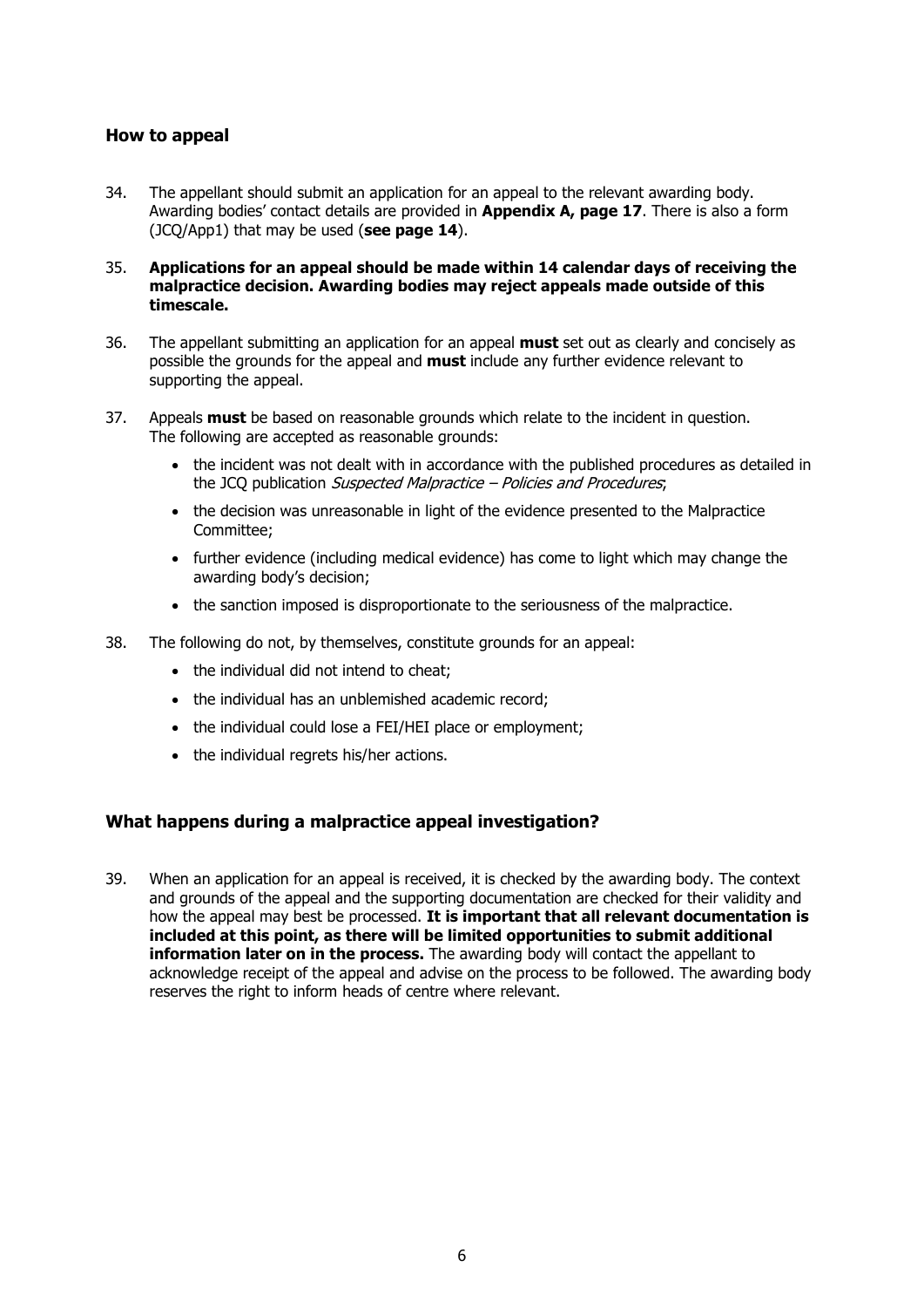## How to appeal

34. The appellant should submit an application for an appeal to the relevant awarding body. Awarding bodies' contact details are provided in **Appendix A, page 17**. There is also a form (JCQ/App1) that may be used (**see page 14**).

35. **Applications for an appeal should be made within 14 calendar days of receiving the malpractice decision. Awarding bodies may reject appeals made outside of this timescale.**

36. The appellant submitting an application for an appeal **must** set out as clearly and concisely as possible the grounds for the appeal and **must** include any further evidence relevant to supporting the appeal.

37. Appeals **must** be based on reasonable grounds which relate to the incident in question. The following are accepted as reasonable grounds:

    - the incident was not dealt with in accordance with the published procedures as detailed in the JCQ publication *Suspected Malpractice – Policies and Procedures*;
    - the decision was unreasonable in light of the evidence presented to the Malpractice Committee;
    - further evidence (including medical evidence) has come to light which may change the awarding body's decision;
    - the sanction imposed is disproportionate to the seriousness of the malpractice.

38. The following do not, by themselves, constitute grounds for an appeal:

    - the individual did not intend to cheat;
    - the individual has an unblemished academic record;
    - the individual could lose a FEI/HEI place or employment;
    - the individual regrets his/her actions.

## What happens during a malpractice appeal investigation?

39. When an application for an appeal is received, it is checked by the awarding body. The context and grounds of the appeal and the supporting documentation are checked for their validity and how the appeal may best be processed. **It is important that all relevant documentation is included at this point, as there will be limited opportunities to submit additional information later on in the process.** The awarding body will contact the appellant to acknowledge receipt of the appeal and advise on the process to be followed. The awarding body reserves the right to inform heads of centre where relevant.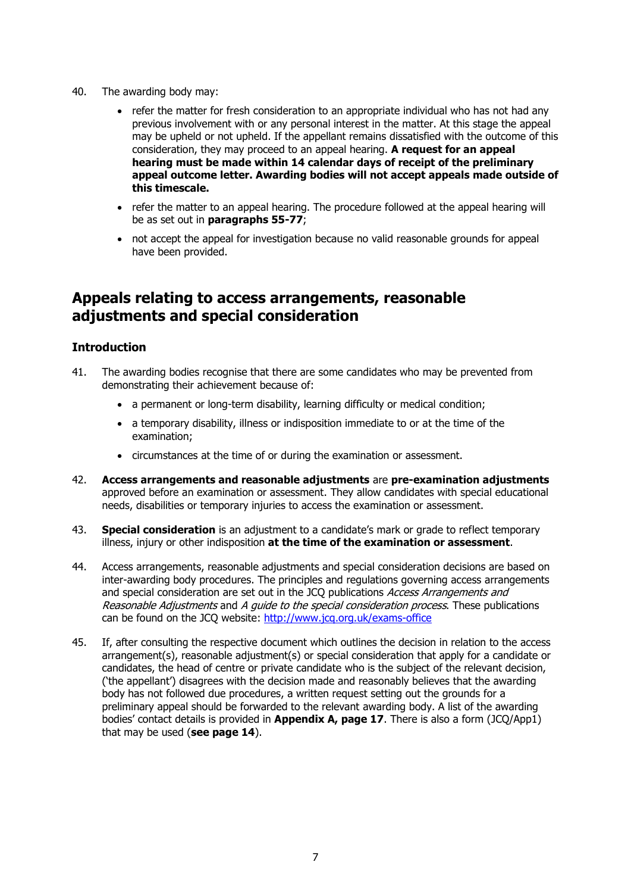40. The awarding body may:

    - refer the matter for fresh consideration to an appropriate individual who has not had any previous involvement with or any personal interest in the matter. At this stage the appeal may be upheld or not upheld. If the appellant remains dissatisfied with the outcome of this consideration, they may proceed to an appeal hearing. **A request for an appeal hearing must be made within 14 calendar days of receipt of the preliminary appeal outcome letter. Awarding bodies will not accept appeals made outside of this timescale.**
    - refer the matter to an appeal hearing. The procedure followed at the appeal hearing will be as set out in **paragraphs 55-77**;
    - not accept the appeal for investigation because no valid reasonable grounds for appeal have been provided.

## Appeals relating to access arrangements, reasonable adjustments and special consideration

### Introduction

41. The awarding bodies recognise that there are some candidates who may be prevented from demonstrating their achievement because of:

    - a permanent or long-term disability, learning difficulty or medical condition;
    - a temporary disability, illness or indisposition immediate to or at the time of the examination;
    - circumstances at the time of or during the examination or assessment.

42. **Access arrangements and reasonable adjustments** are **pre-examination adjustments** approved before an examination or assessment. They allow candidates with special educational needs, disabilities or temporary injuries to access the examination or assessment.

43. **Special consideration** is an adjustment to a candidate's mark or grade to reflect temporary illness, injury or other indisposition **at the time of the examination or assessment**.

44. Access arrangements, reasonable adjustments and special consideration decisions are based on inter-awarding body procedures. The principles and regulations governing access arrangements and special consideration are set out in the JCQ publications *Access Arrangements and Reasonable Adjustments* and *A guide to the special consideration process*. These publications can be found on the JCQ website: http://www.jcq.org.uk/exams-office

45. If, after consulting the respective document which outlines the decision in relation to the access arrangement(s), reasonable adjustment(s) or special consideration that apply for a candidate or candidates, the head of centre or private candidate who is the subject of the relevant decision, ('the appellant') disagrees with the decision made and reasonably believes that the awarding body has not followed due procedures, a written request setting out the grounds for a preliminary appeal should be forwarded to the relevant awarding body. A list of the awarding bodies' contact details is provided in **Appendix A, page 17**. There is also a form (JCQ/App1) that may be used (**see page 14**).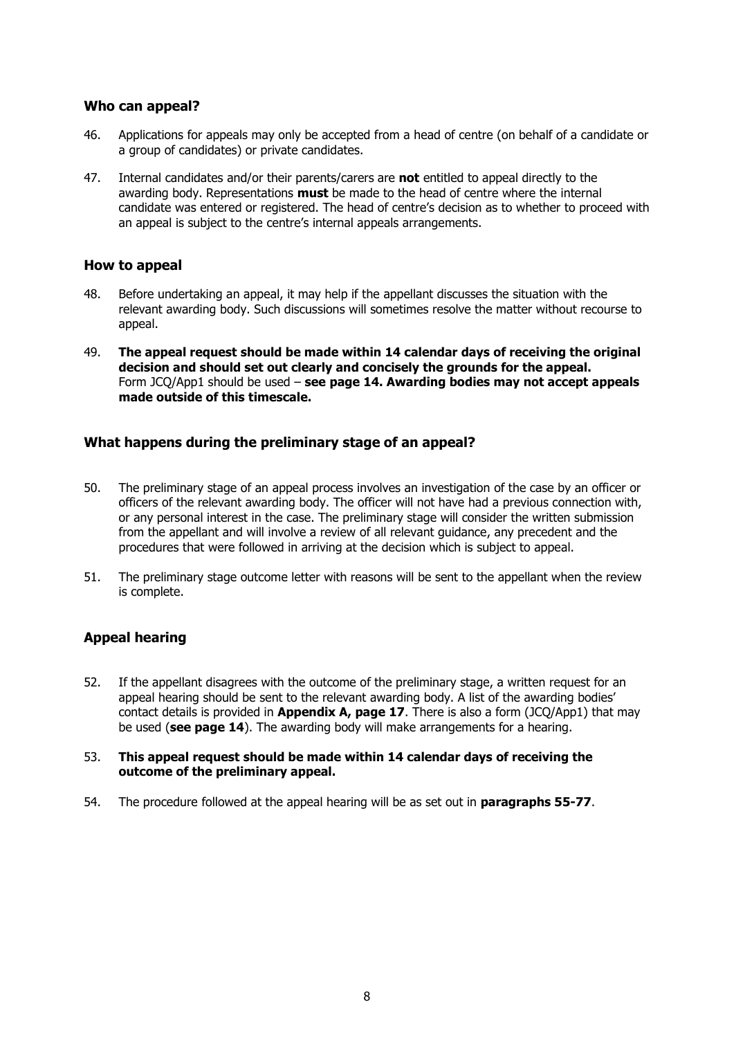## Who can appeal?

46. Applications for appeals may only be accepted from a head of centre (on behalf of a candidate or a group of candidates) or private candidates.

47. Internal candidates and/or their parents/carers are **not** entitled to appeal directly to the awarding body. Representations **must** be made to the head of centre where the internal candidate was entered or registered. The head of centre's decision as to whether to proceed with an appeal is subject to the centre's internal appeals arrangements.

## How to appeal

48. Before undertaking an appeal, it may help if the appellant discusses the situation with the relevant awarding body. Such discussions will sometimes resolve the matter without recourse to appeal.

49. **The appeal request should be made within 14 calendar days of receiving the original decision and should set out clearly and concisely the grounds for the appeal.** Form JCQ/App1 should be used – **see page 14. Awarding bodies may not accept appeals made outside of this timescale.**

## What happens during the preliminary stage of an appeal?

50. The preliminary stage of an appeal process involves an investigation of the case by an officer or officers of the relevant awarding body. The officer will not have had a previous connection with, or any personal interest in the case. The preliminary stage will consider the written submission from the appellant and will involve a review of all relevant guidance, any precedent and the procedures that were followed in arriving at the decision which is subject to appeal.

51. The preliminary stage outcome letter with reasons will be sent to the appellant when the review is complete.

## Appeal hearing

52. If the appellant disagrees with the outcome of the preliminary stage, a written request for an appeal hearing should be sent to the relevant awarding body. A list of the awarding bodies' contact details is provided in **Appendix A, page 17**. There is also a form (JCQ/App1) that may be used (**see page 14**). The awarding body will make arrangements for a hearing.

53. **This appeal request should be made within 14 calendar days of receiving the outcome of the preliminary appeal.**

54. The procedure followed at the appeal hearing will be as set out in **paragraphs 55-77**.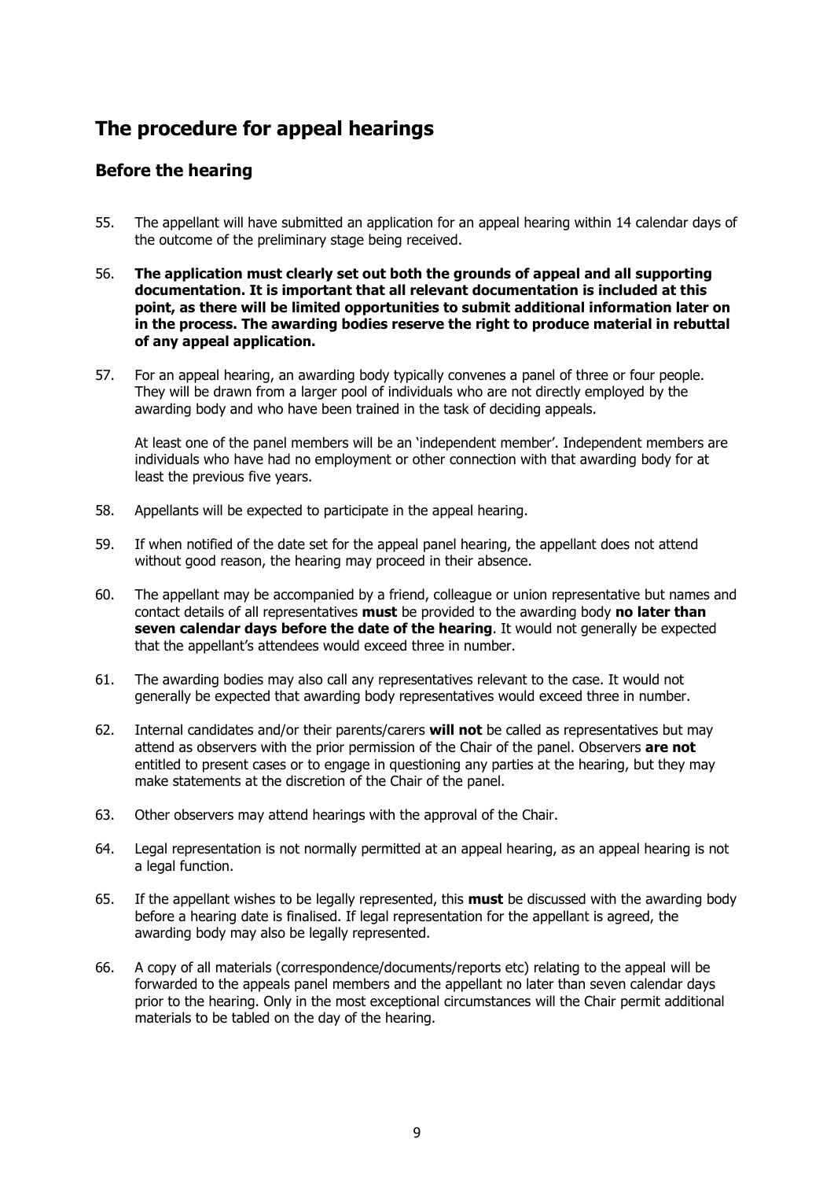# The procedure for appeal hearings

## Before the hearing

55. The appellant will have submitted an application for an appeal hearing within 14 calendar days of the outcome of the preliminary stage being received.

56. **The application must clearly set out both the grounds of appeal and all supporting documentation. It is important that all relevant documentation is included at this point, as there will be limited opportunities to submit additional information later on in the process. The awarding bodies reserve the right to produce material in rebuttal of any appeal application.**

57. For an appeal hearing, an awarding body typically convenes a panel of three or four people. They will be drawn from a larger pool of individuals who are not directly employed by the awarding body and who have been trained in the task of deciding appeals.

    At least one of the panel members will be an 'independent member'. Independent members are individuals who have had no employment or other connection with that awarding body for at least the previous five years.

58. Appellants will be expected to participate in the appeal hearing.

59. If when notified of the date set for the appeal panel hearing, the appellant does not attend without good reason, the hearing may proceed in their absence.

60. The appellant may be accompanied by a friend, colleague or union representative but names and contact details of all representatives **must** be provided to the awarding body **no later than seven calendar days before the date of the hearing**. It would not generally be expected that the appellant's attendees would exceed three in number.

61. The awarding bodies may also call any representatives relevant to the case. It would not generally be expected that awarding body representatives would exceed three in number.

62. Internal candidates and/or their parents/carers **will not** be called as representatives but may attend as observers with the prior permission of the Chair of the panel. Observers **are not** entitled to present cases or to engage in questioning any parties at the hearing, but they may make statements at the discretion of the Chair of the panel.

63. Other observers may attend hearings with the approval of the Chair.

64. Legal representation is not normally permitted at an appeal hearing, as an appeal hearing is not a legal function.

65. If the appellant wishes to be legally represented, this **must** be discussed with the awarding body before a hearing date is finalised. If legal representation for the appellant is agreed, the awarding body may also be legally represented.

66. A copy of all materials (correspondence/documents/reports etc) relating to the appeal will be forwarded to the appeals panel members and the appellant no later than seven calendar days prior to the hearing. Only in the most exceptional circumstances will the Chair permit additional materials to be tabled on the day of the hearing.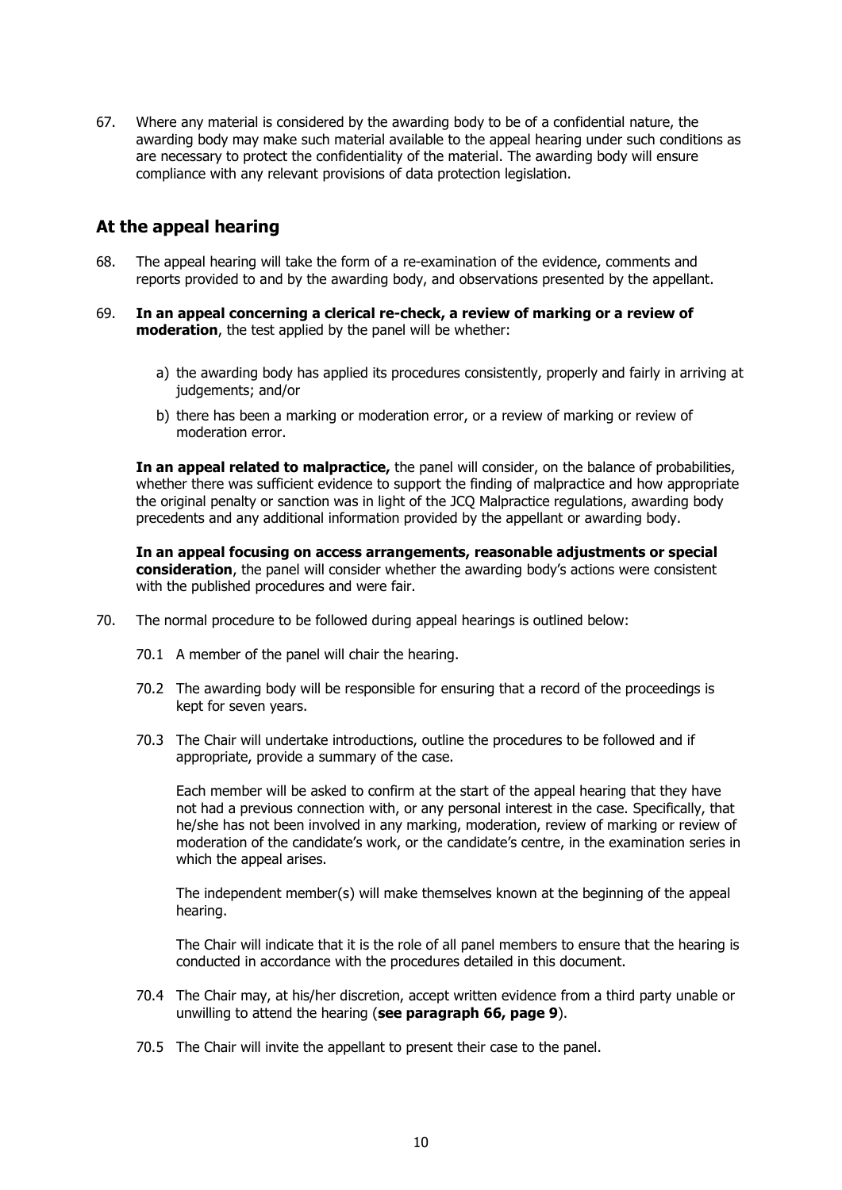67. Where any material is considered by the awarding body to be of a confidential nature, the awarding body may make such material available to the appeal hearing under such conditions as are necessary to protect the confidentiality of the material. The awarding body will ensure compliance with any relevant provisions of data protection legislation.

## At the appeal hearing

68. The appeal hearing will take the form of a re-examination of the evidence, comments and reports provided to and by the awarding body, and observations presented by the appellant.

69. **In an appeal concerning a clerical re-check, a review of marking or a review of moderation**, the test applied by the panel will be whether:

    a) the awarding body has applied its procedures consistently, properly and fairly in arriving at judgements; and/or

    b) there has been a marking or moderation error, or a review of marking or review of moderation error.

    **In an appeal related to malpractice,** the panel will consider, on the balance of probabilities, whether there was sufficient evidence to support the finding of malpractice and how appropriate the original penalty or sanction was in light of the JCQ Malpractice regulations, awarding body precedents and any additional information provided by the appellant or awarding body.

    **In an appeal focusing on access arrangements, reasonable adjustments or special consideration**, the panel will consider whether the awarding body's actions were consistent with the published procedures and were fair.

70. The normal procedure to be followed during appeal hearings is outlined below:

    70.1 A member of the panel will chair the hearing.

    70.2 The awarding body will be responsible for ensuring that a record of the proceedings is kept for seven years.

    70.3 The Chair will undertake introductions, outline the procedures to be followed and if appropriate, provide a summary of the case.

    Each member will be asked to confirm at the start of the appeal hearing that they have not had a previous connection with, or any personal interest in the case. Specifically, that he/she has not been involved in any marking, moderation, review of marking or review of moderation of the candidate's work, or the candidate's centre, in the examination series in which the appeal arises.

    The independent member(s) will make themselves known at the beginning of the appeal hearing.

    The Chair will indicate that it is the role of all panel members to ensure that the hearing is conducted in accordance with the procedures detailed in this document.

    70.4 The Chair may, at his/her discretion, accept written evidence from a third party unable or unwilling to attend the hearing (**see paragraph 66, page 9**).

    70.5 The Chair will invite the appellant to present their case to the panel.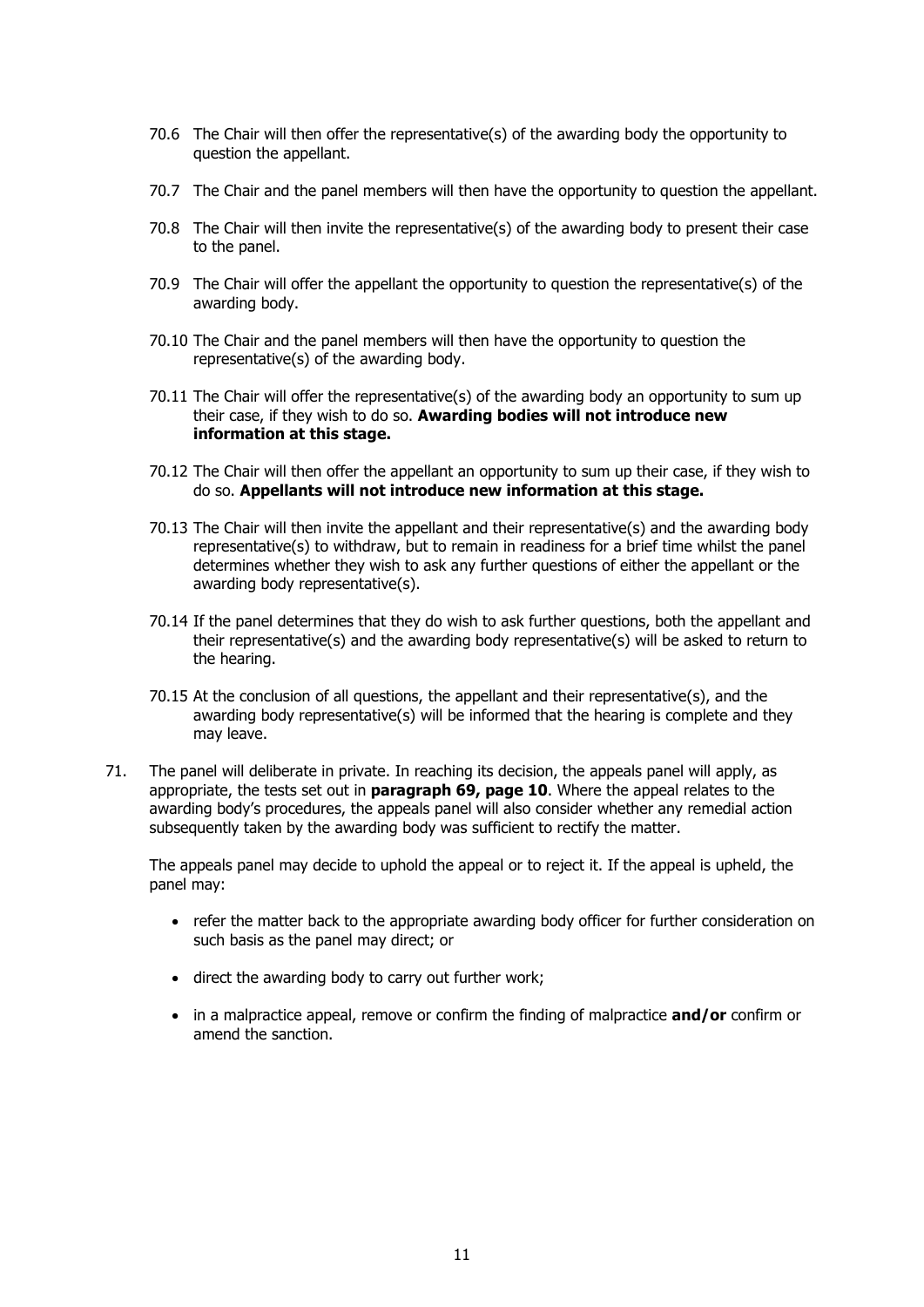70.6 The Chair will then offer the representative(s) of the awarding body the opportunity to question the appellant.

70.7 The Chair and the panel members will then have the opportunity to question the appellant.

70.8 The Chair will then invite the representative(s) of the awarding body to present their case to the panel.

70.9 The Chair will offer the appellant the opportunity to question the representative(s) of the awarding body.

70.10 The Chair and the panel members will then have the opportunity to question the representative(s) of the awarding body.

70.11 The Chair will offer the representative(s) of the awarding body an opportunity to sum up their case, if they wish to do so. **Awarding bodies will not introduce new information at this stage.**

70.12 The Chair will then offer the appellant an opportunity to sum up their case, if they wish to do so. **Appellants will not introduce new information at this stage.**

70.13 The Chair will then invite the appellant and their representative(s) and the awarding body representative(s) to withdraw, but to remain in readiness for a brief time whilst the panel determines whether they wish to ask any further questions of either the appellant or the awarding body representative(s).

70.14 If the panel determines that they do wish to ask further questions, both the appellant and their representative(s) and the awarding body representative(s) will be asked to return to the hearing.

70.15 At the conclusion of all questions, the appellant and their representative(s), and the awarding body representative(s) will be informed that the hearing is complete and they may leave.

71. The panel will deliberate in private. In reaching its decision, the appeals panel will apply, as appropriate, the tests set out in **paragraph 69, page 10**. Where the appeal relates to the awarding body's procedures, the appeals panel will also consider whether any remedial action subsequently taken by the awarding body was sufficient to rectify the matter.

The appeals panel may decide to uphold the appeal or to reject it. If the appeal is upheld, the panel may:

- refer the matter back to the appropriate awarding body officer for further consideration on such basis as the panel may direct; or
- direct the awarding body to carry out further work;
- in a malpractice appeal, remove or confirm the finding of malpractice **and/or** confirm or amend the sanction.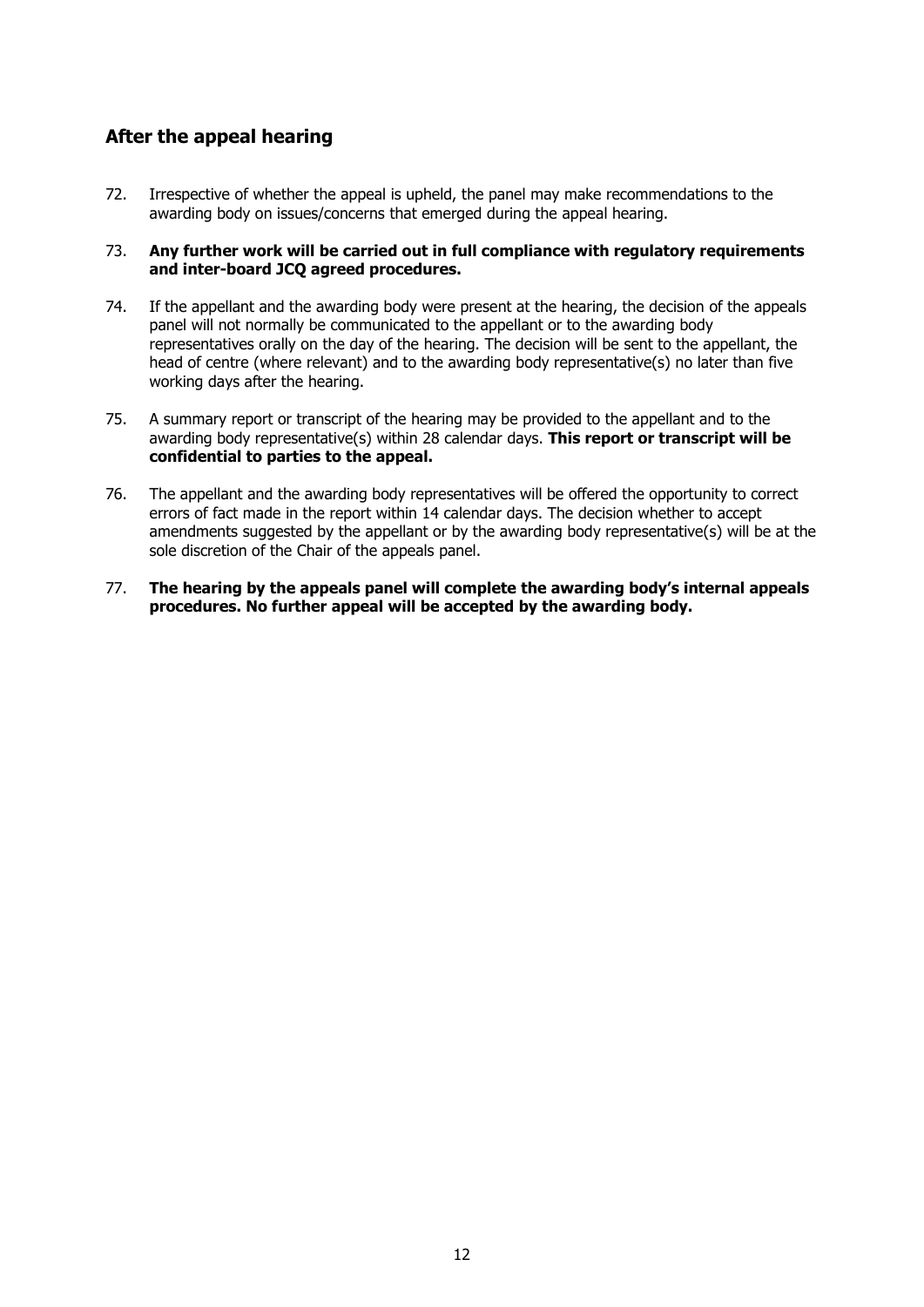## After the appeal hearing

72. Irrespective of whether the appeal is upheld, the panel may make recommendations to the awarding body on issues/concerns that emerged during the appeal hearing.

73. **Any further work will be carried out in full compliance with regulatory requirements and inter-board JCQ agreed procedures.**

74. If the appellant and the awarding body were present at the hearing, the decision of the appeals panel will not normally be communicated to the appellant or to the awarding body representatives orally on the day of the hearing. The decision will be sent to the appellant, the head of centre (where relevant) and to the awarding body representative(s) no later than five working days after the hearing.

75. A summary report or transcript of the hearing may be provided to the appellant and to the awarding body representative(s) within 28 calendar days. **This report or transcript will be confidential to parties to the appeal.**

76. The appellant and the awarding body representatives will be offered the opportunity to correct errors of fact made in the report within 14 calendar days. The decision whether to accept amendments suggested by the appellant or by the awarding body representative(s) will be at the sole discretion of the Chair of the appeals panel.

77. **The hearing by the appeals panel will complete the awarding body's internal appeals procedures. No further appeal will be accepted by the awarding body.**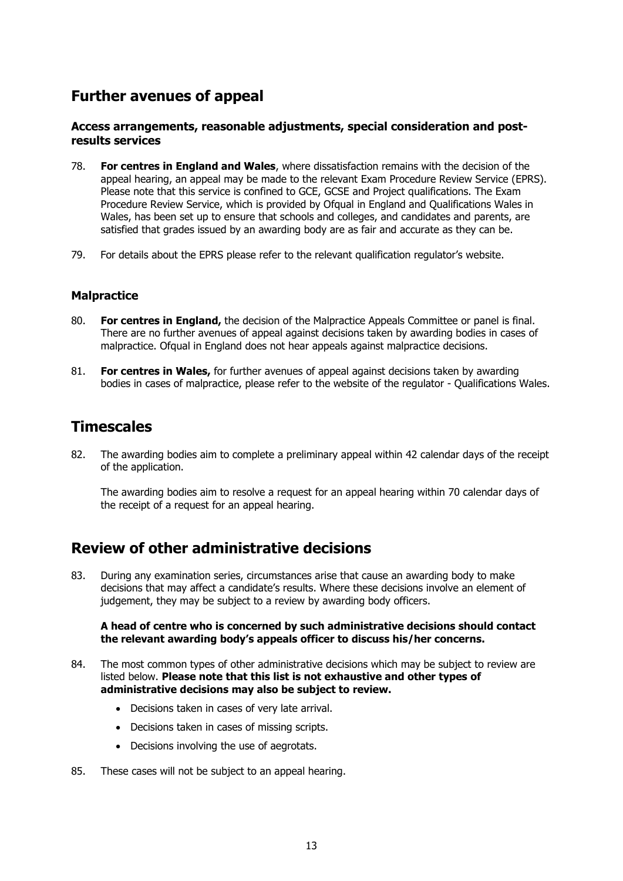## Further avenues of appeal

### Access arrangements, reasonable adjustments, special consideration and post-results services

78. **For centres in England and Wales**, where dissatisfaction remains with the decision of the appeal hearing, an appeal may be made to the relevant Exam Procedure Review Service (EPRS). Please note that this service is confined to GCE, GCSE and Project qualifications. The Exam Procedure Review Service, which is provided by Ofqual in England and Qualifications Wales in Wales, has been set up to ensure that schools and colleges, and candidates and parents, are satisfied that grades issued by an awarding body are as fair and accurate as they can be.

79. For details about the EPRS please refer to the relevant qualification regulator's website.

### Malpractice

80. **For centres in England,** the decision of the Malpractice Appeals Committee or panel is final. There are no further avenues of appeal against decisions taken by awarding bodies in cases of malpractice. Ofqual in England does not hear appeals against malpractice decisions.

81. **For centres in Wales,** for further avenues of appeal against decisions taken by awarding bodies in cases of malpractice, please refer to the website of the regulator - Qualifications Wales.

## Timescales

82. The awarding bodies aim to complete a preliminary appeal within 42 calendar days of the receipt of the application.

    The awarding bodies aim to resolve a request for an appeal hearing within 70 calendar days of the receipt of a request for an appeal hearing.

## Review of other administrative decisions

83. During any examination series, circumstances arise that cause an awarding body to make decisions that may affect a candidate's results. Where these decisions involve an element of judgement, they may be subject to a review by awarding body officers.

    **A head of centre who is concerned by such administrative decisions should contact the relevant awarding body's appeals officer to discuss his/her concerns.**

84. The most common types of other administrative decisions which may be subject to review are listed below. **Please note that this list is not exhaustive and other types of administrative decisions may also be subject to review.**

    - Decisions taken in cases of very late arrival.
    - Decisions taken in cases of missing scripts.
    - Decisions involving the use of aegrotats.

85. These cases will not be subject to an appeal hearing.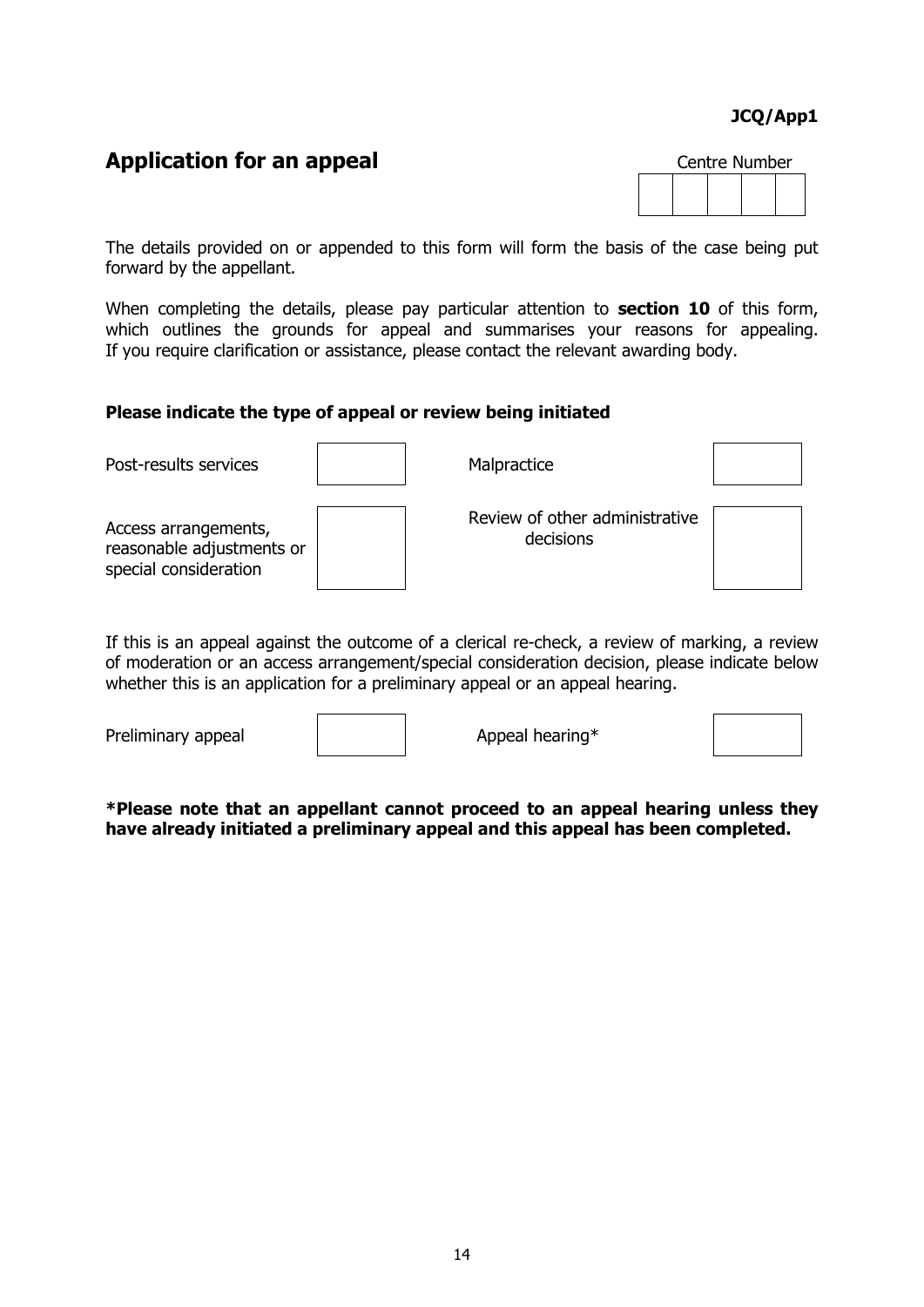**JCQ/App1**

## Application for an appeal

Centre Number

| | | | | |
|---|---|---|---|---|
| | | | | |

The details provided on or appended to this form will form the basis of the case being put forward by the appellant.

When completing the details, please pay particular attention to **section 10** of this form, which outlines the grounds for appeal and summarises your reasons for appealing. If you require clarification or assistance, please contact the relevant awarding body.

**Please indicate the type of appeal or review being initiated**

| | | | |
|---|---|---|---|
| Post-results services | ☐ | Malpractice | ☐ |
| Access arrangements, reasonable adjustments or special consideration | ☐ | Review of other administrative decisions | ☐ |

If this is an appeal against the outcome of a clerical re-check, a review of marking, a review of moderation or an access arrangement/special consideration decision, please indicate below whether this is an application for a preliminary appeal or an appeal hearing.

| | | | |
|---|---|---|---|
| Preliminary appeal | ☐ | Appeal hearing* | ☐ |

***Please note that an appellant cannot proceed to an appeal hearing unless they have already initiated a preliminary appeal and this appeal has been completed.**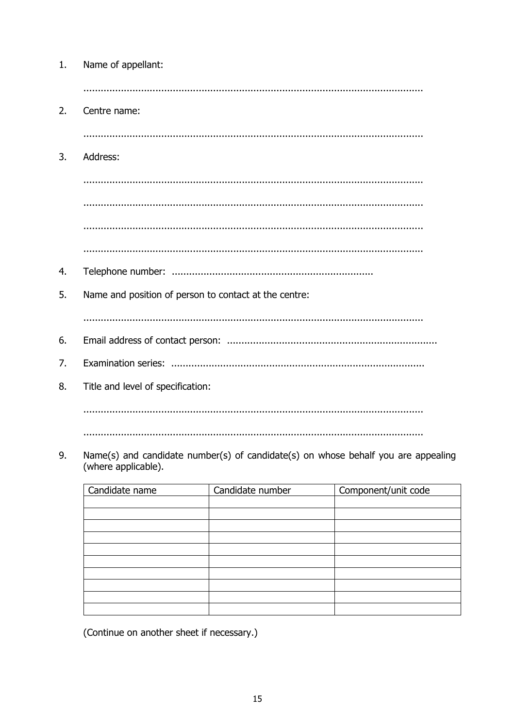1. Name of appellant:

   ......................................................................................................................

2. Centre name:

   ......................................................................................................................

3. Address:

   ......................................................................................................................

   ......................................................................................................................

   ......................................................................................................................

   ......................................................................................................................

4. Telephone number: ......................................................................

5. Name and position of person to contact at the centre:

   ......................................................................................................................

6. Email address of contact person: .........................................................................

7. Examination series: ........................................................................................

8. Title and level of specification:

   ......................................................................................................................

   ......................................................................................................................

9. Name(s) and candidate number(s) of candidate(s) on whose behalf you are appealing (where applicable).

| Candidate name | Candidate number | Component/unit code |
| --- | --- | --- |
| | | |
| | | |
| | | |
| | | |
| | | |
| | | |
| | | |
| | | |
| | | |
| | | |

(Continue on another sheet if necessary.)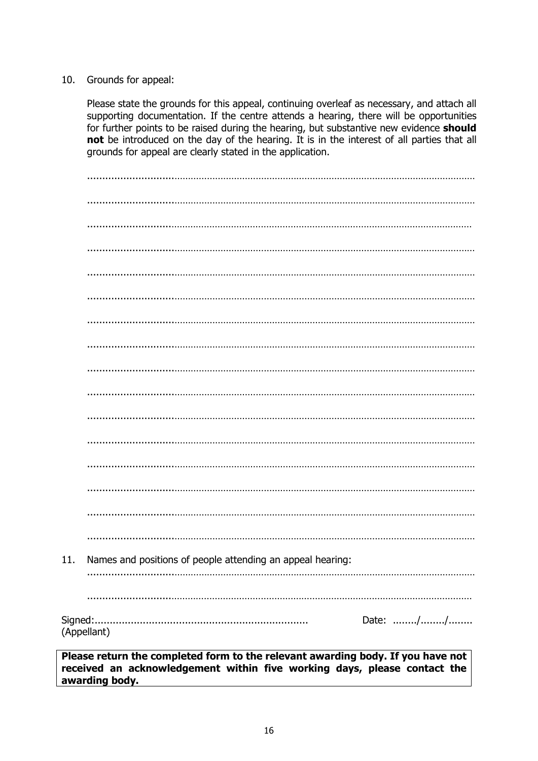10. Grounds for appeal:

 Please state the grounds for this appeal, continuing overleaf as necessary, and attach all supporting documentation. If the centre attends a hearing, there will be opportunities for further points to be raised during the hearing, but substantive new evidence **should not** be introduced on the day of the hearing. It is in the interest of all parties that all grounds for appeal are clearly stated in the application.

 ……………………………………………………………………………………………………………

 ……………………………………………………………………………………………………………

 ……………………………………………………………………………………………………………

 ……………………………………………………………………………………………………………

 ……………………………………………………………………………………………………………

 ……………………………………………………………………………………………………………

 ……………………………………………………………………………………………………………

 ……………………………………………………………………………………………………………

 ……………………………………………………………………………………………………………

 ……………………………………………………………………………………………………………

 ……………………………………………………………………………………………………………

 ……………………………………………………………………………………………………………

 ……………………………………………………………………………………………………………

 ……………………………………………………………………………………………………………

 ……………………………………………………………………………………………………………

 ……………………………………………………………………………………………………………

11. Names and positions of people attending an appeal hearing:

 ……………………………………………………………………………………………………………

 ……………………………………………………………………………………………………………

Signed:…………………………………………………………… Date: ……../……../……..
(Appellant)

**Please return the completed form to the relevant awarding body. If you have not received an acknowledgement within five working days, please contact the awarding body.**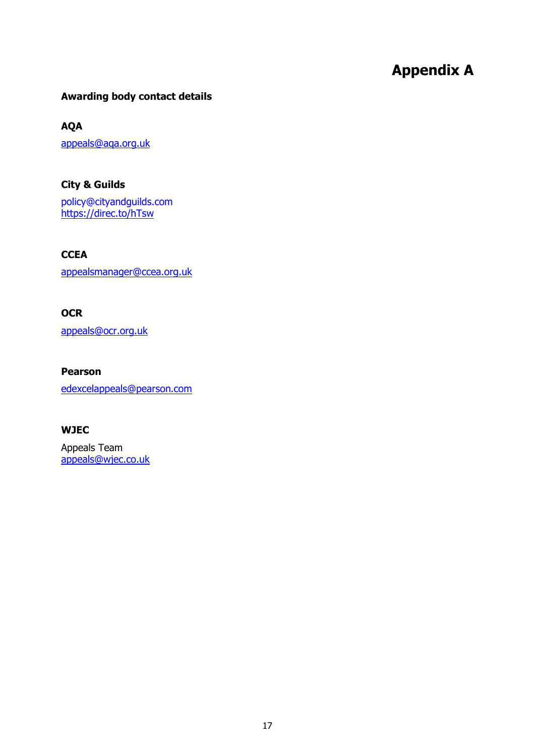# Appendix A

**Awarding body contact details**

**AQA**

appeals@aqa.org.uk

**City & Guilds**

policy@cityandguilds.com
https://direc.to/hTsw

**CCEA**

appealsmanager@ccea.org.uk

**OCR**

appeals@ocr.org.uk

**Pearson**

edexcelappeals@pearson.com

**WJEC**

Appeals Team
appeals@wjec.co.uk